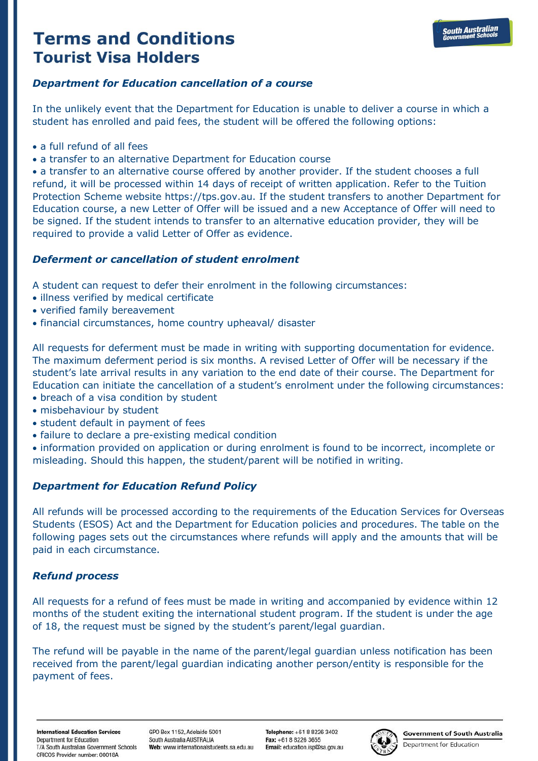# Terms and Conditions
## Tourist Visa Holders

### *Department for Education cancellation of a course*

In the unlikely event that the Department for Education is unable to deliver a course in which a student has enrolled and paid fees, the student will be offered the following options:

- a full refund of all fees
- a transfer to an alternative Department for Education course
- a transfer to an alternative course offered by another provider. If the student chooses a full refund, it will be processed within 14 days of receipt of written application. Refer to the Tuition Protection Scheme website https://tps.gov.au. If the student transfers to another Department for Education course, a new Letter of Offer will be issued and a new Acceptance of Offer will need to be signed. If the student intends to transfer to an alternative education provider, they will be required to provide a valid Letter of Offer as evidence.

### *Deferment or cancellation of student enrolment*

A student can request to defer their enrolment in the following circumstances:

- illness verified by medical certificate
- verified family bereavement
- financial circumstances, home country upheaval/ disaster

All requests for deferment must be made in writing with supporting documentation for evidence. The maximum deferment period is six months. A revised Letter of Offer will be necessary if the student's late arrival results in any variation to the end date of their course. The Department for Education can initiate the cancellation of a student's enrolment under the following circumstances:

- breach of a visa condition by student
- misbehaviour by student
- student default in payment of fees
- failure to declare a pre-existing medical condition
- information provided on application or during enrolment is found to be incorrect, incomplete or misleading. Should this happen, the student/parent will be notified in writing.

### *Department for Education Refund Policy*

All refunds will be processed according to the requirements of the Education Services for Overseas Students (ESOS) Act and the Department for Education policies and procedures. The table on the following pages sets out the circumstances where refunds will apply and the amounts that will be paid in each circumstance.

### *Refund process*

All requests for a refund of fees must be made in writing and accompanied by evidence within 12 months of the student exiting the international student program. If the student is under the age of 18, the request must be signed by the student's parent/legal guardian.

The refund will be payable in the name of the parent/legal guardian unless notification has been received from the parent/legal guardian indicating another person/entity is responsible for the payment of fees.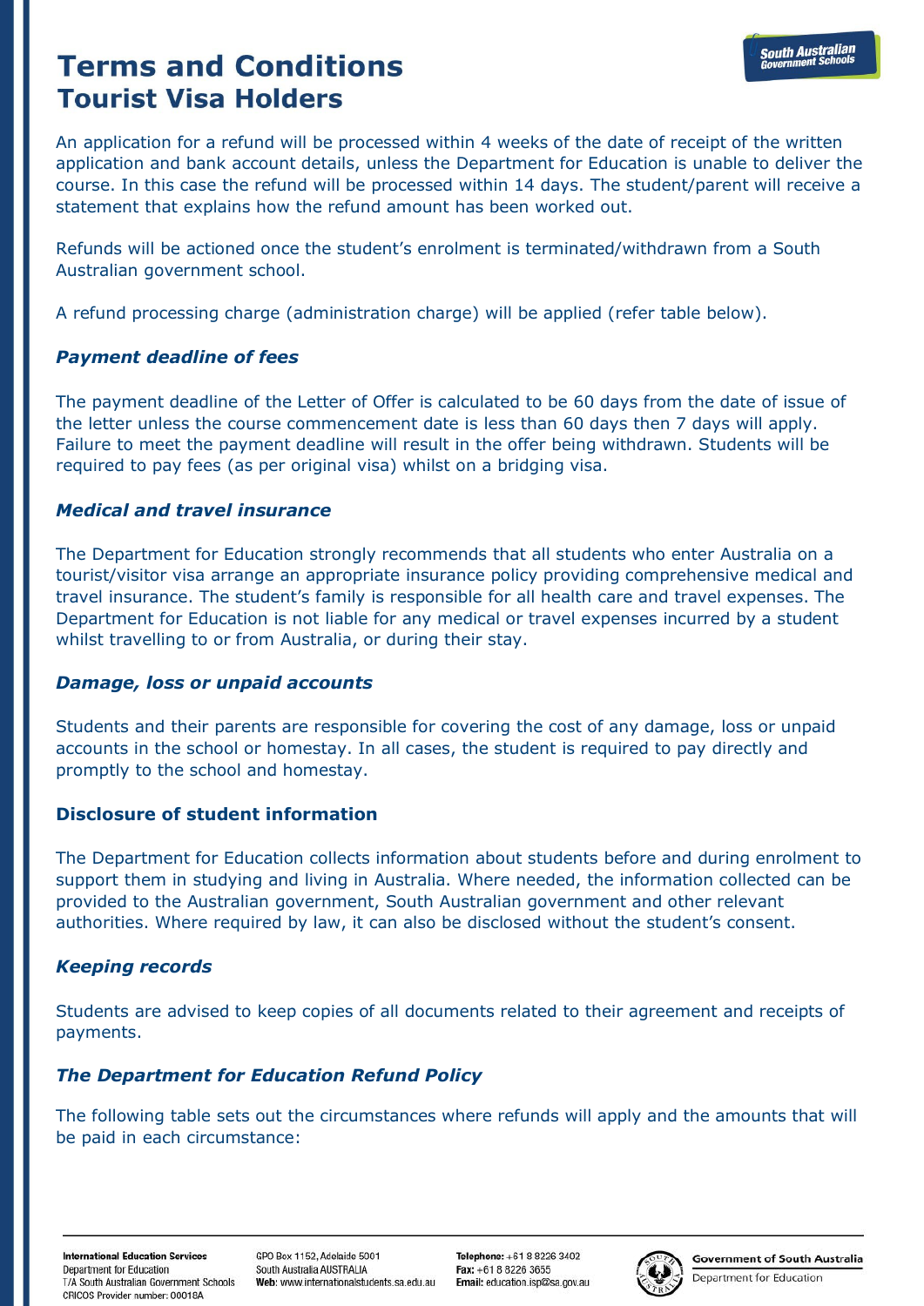# Terms and Conditions
## Tourist Visa Holders

An application for a refund will be processed within 4 weeks of the date of receipt of the written application and bank account details, unless the Department for Education is unable to deliver the course. In this case the refund will be processed within 14 days. The student/parent will receive a statement that explains how the refund amount has been worked out.

Refunds will be actioned once the student's enrolment is terminated/withdrawn from a South Australian government school.

A refund processing charge (administration charge) will be applied (refer table below).

### *Payment deadline of fees*

The payment deadline of the Letter of Offer is calculated to be 60 days from the date of issue of the letter unless the course commencement date is less than 60 days then 7 days will apply. Failure to meet the payment deadline will result in the offer being withdrawn. Students will be required to pay fees (as per original visa) whilst on a bridging visa.

### *Medical and travel insurance*

The Department for Education strongly recommends that all students who enter Australia on a tourist/visitor visa arrange an appropriate insurance policy providing comprehensive medical and travel insurance. The student's family is responsible for all health care and travel expenses. The Department for Education is not liable for any medical or travel expenses incurred by a student whilst travelling to or from Australia, or during their stay.

### *Damage, loss or unpaid accounts*

Students and their parents are responsible for covering the cost of any damage, loss or unpaid accounts in the school or homestay. In all cases, the student is required to pay directly and promptly to the school and homestay.

### Disclosure of student information

The Department for Education collects information about students before and during enrolment to support them in studying and living in Australia. Where needed, the information collected can be provided to the Australian government, South Australian government and other relevant authorities. Where required by law, it can also be disclosed without the student's consent.

### *Keeping records*

Students are advised to keep copies of all documents related to their agreement and receipts of payments.

### *The Department for Education Refund Policy*

The following table sets out the circumstances where refunds will apply and the amounts that will be paid in each circumstance: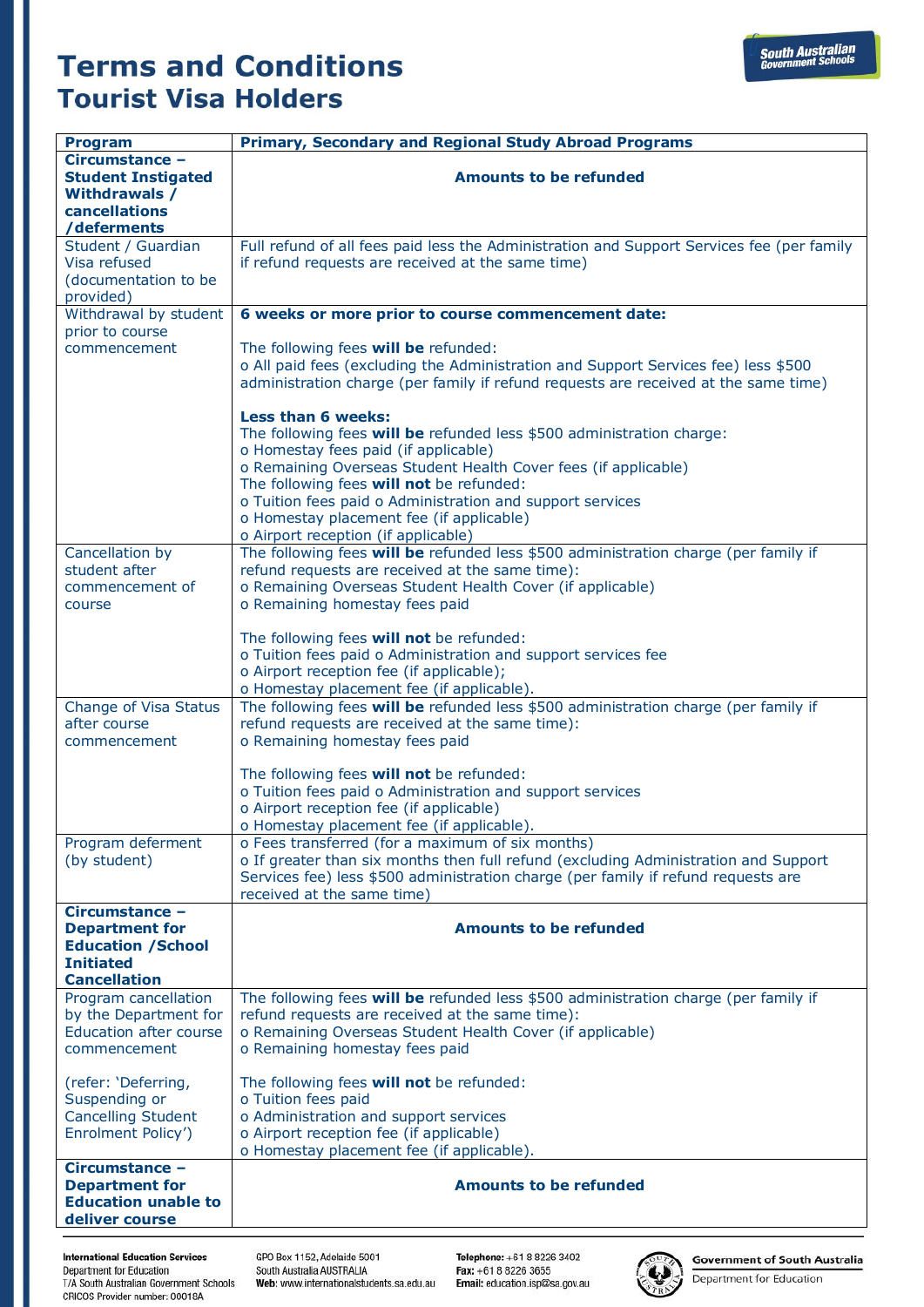# Terms and Conditions
## Tourist Visa Holders

| Program | Primary, Secondary and Regional Study Abroad Programs |
|---|---|
| **Circumstance – Student Instigated Withdrawals / cancellations /deferments** | **Amounts to be refunded** |
| Student / Guardian Visa refused (documentation to be provided) | Full refund of all fees paid less the Administration and Support Services fee (per family if refund requests are received at the same time) |
| Withdrawal by student prior to course commencement | **6 weeks or more prior to course commencement date:**<br><br>The following fees **will be** refunded:<br>o All paid fees (excluding the Administration and Support Services fee) less $500 administration charge (per family if refund requests are received at the same time)<br><br>**Less than 6 weeks:**<br>The following fees **will be** refunded less $500 administration charge:<br>o Homestay fees paid (if applicable)<br>o Remaining Overseas Student Health Cover fees (if applicable)<br>The following fees **will not** be refunded:<br>o Tuition fees paid o Administration and support services<br>o Homestay placement fee (if applicable)<br>o Airport reception (if applicable) |
| Cancellation by student after commencement of course | The following fees **will be** refunded less $500 administration charge (per family if refund requests are received at the same time):<br>o Remaining Overseas Student Health Cover (if applicable)<br>o Remaining homestay fees paid<br><br>The following fees **will not** be refunded:<br>o Tuition fees paid o Administration and support services fee<br>o Airport reception fee (if applicable);<br>o Homestay placement fee (if applicable). |
| Change of Visa Status after course commencement | The following fees **will be** refunded less $500 administration charge (per family if refund requests are received at the same time):<br>o Remaining homestay fees paid<br><br>The following fees **will not** be refunded:<br>o Tuition fees paid o Administration and support services<br>o Airport reception fee (if applicable)<br>o Homestay placement fee (if applicable). |
| Program deferment (by student) | o Fees transferred (for a maximum of six months)<br>o If greater than six months then full refund (excluding Administration and Support Services fee) less $500 administration charge (per family if refund requests are received at the same time) |
| **Circumstance – Department for Education /School Initiated Cancellation** | **Amounts to be refunded** |
| Program cancellation by the Department for Education after course commencement<br><br>(refer: 'Deferring, Suspending or Cancelling Student Enrolment Policy') | The following fees **will be** refunded less $500 administration charge (per family if refund requests are received at the same time):<br>o Remaining Overseas Student Health Cover (if applicable)<br>o Remaining homestay fees paid<br><br>The following fees **will not** be refunded:<br>o Tuition fees paid<br>o Administration and support services<br>o Airport reception fee (if applicable)<br>o Homestay placement fee (if applicable). |
| **Circumstance – Department for Education unable to deliver course** | **Amounts to be refunded** |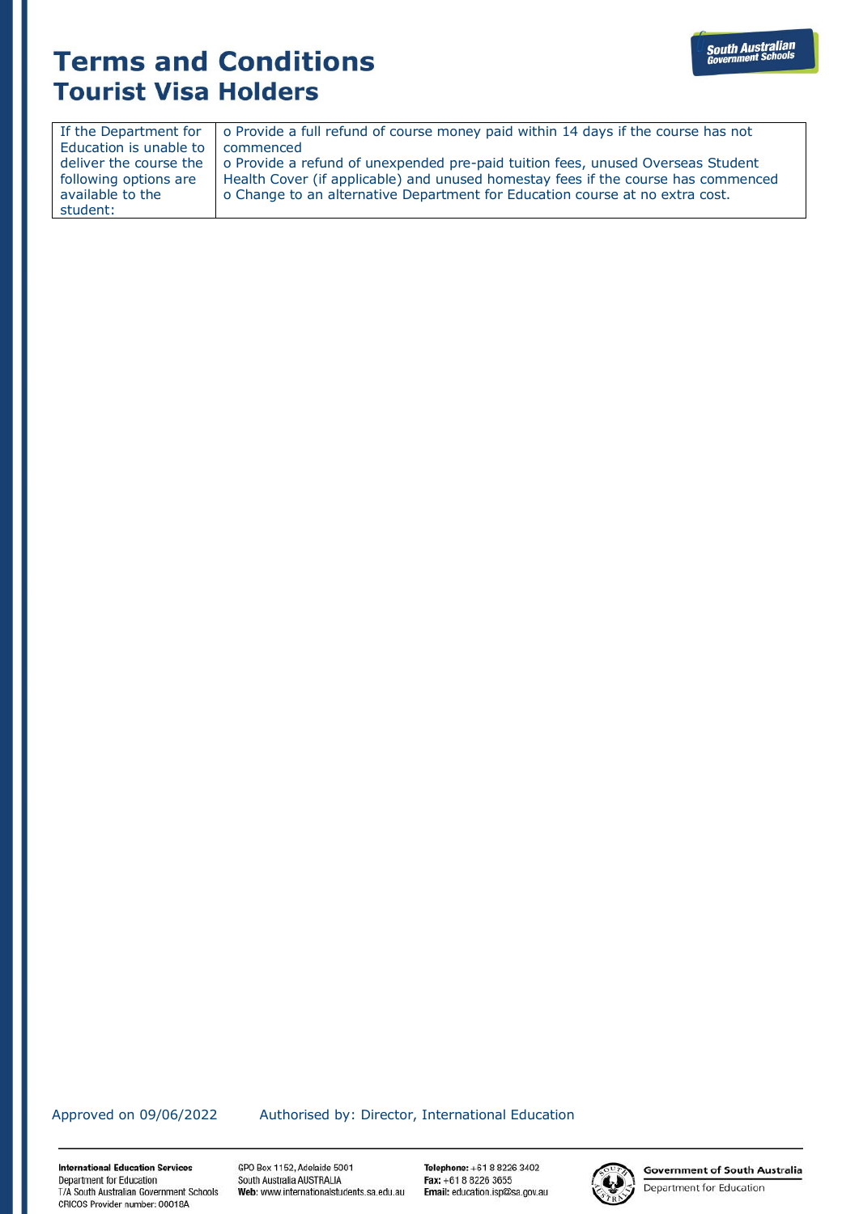# Terms and Conditions
## Tourist Visa Holders

| | |
|---|---|
| If the Department for Education is unable to deliver the course the following options are available to the student: | o Provide a full refund of course money paid within 14 days if the course has not commenced<br>o Provide a refund of unexpended pre-paid tuition fees, unused Overseas Student Health Cover (if applicable) and unused homestay fees if the course has commenced<br>o Change to an alternative Department for Education course at no extra cost. |

Approved on 09/06/2022 Authorised by: Director, International Education

**International Education Services**
Department for Education
T/A South Australian Government Schools
CRICOS Provider number: 00018A

GPO Box 1152, Adelaide 5001
South Australia AUSTRALIA
**Web:** www.internationalstudents.sa.edu.au

**Telephone:** +61 8 8226 3402
**Fax:** +61 8 8226 3655
**Email:** education.isp@sa.gov.au

**Government of South Australia**
Department for Education